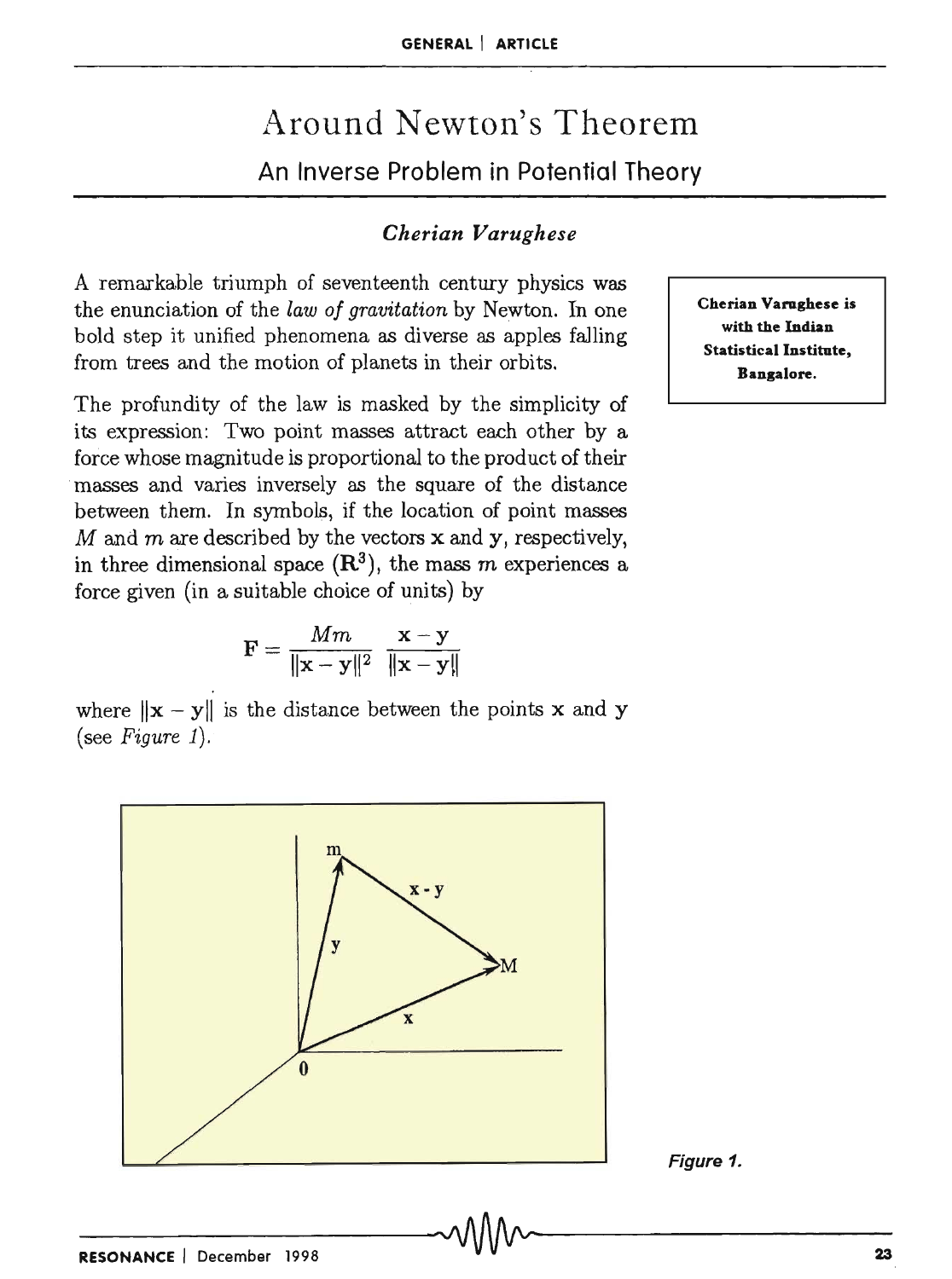# Around Newton's Theorem

## An Inverse Problem in Potential Theory

*Cherian Varughese*

Cherian Varughese is with the Indian Statistical Institute, Bangalore.

A remarkable triumph of seventeenth century physics was the enunciation of the *law of gravitation* by Newton. In one bold step it unified phenomena as diverse as apples falling from trees and the motion of planets in their orbits.

The profundity of the law is masked by the simplicity of its expression: Two point masses attract each other by a force whose magnitude is proportional to the product of their masses and varies inversely as the square of the distance between them. In symbols, if the location of point masses $M$ and $m$ are described by the vectors $\mathbf{x}$ and $\mathbf{y}$, respectively, in three dimensional space ($\mathbf{R}^3$), the mass $m$ experiences a force given (in a suitable choice of units) by

$$\mathbf{F} = \frac{Mm}{\|\mathbf{x}-\mathbf{y}\|^2} \frac{\mathbf{x}-\mathbf{y}}{\|\mathbf{x}-\mathbf{y}\|}$$

where $\|\mathbf{x}-\mathbf{y}\|$ is the distance between the points $\mathbf{x}$ and $\mathbf{y}$ (see *Figure 1*).

*Figure 1.*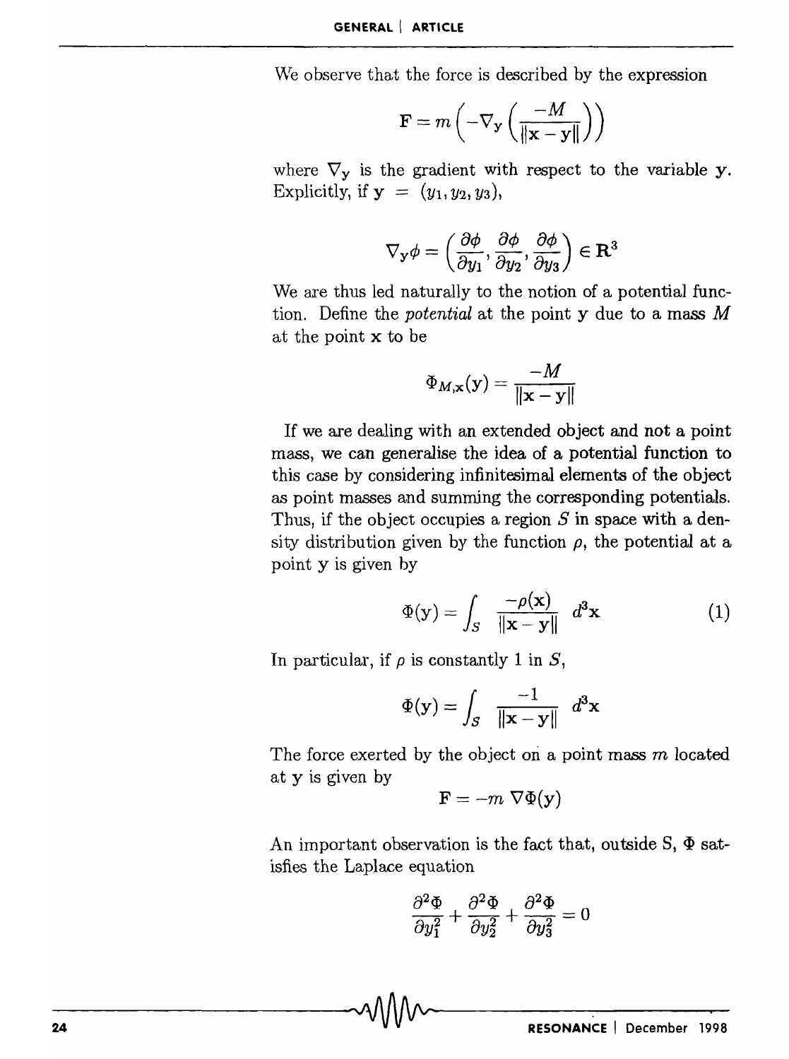We observe that the force is described by the expression

$$\mathbf{F} = m\left(-\nabla_{\mathbf{y}}\left(\frac{-M}{\|\mathbf{x}-\mathbf{y}\|}\right)\right)$$

where $\nabla_{\mathbf{y}}$ is the gradient with respect to the variable $\mathbf{y}$. Explicitly, if $\mathbf{y} = (y_1, y_2, y_3)$,

$$\nabla_{\mathbf{y}}\phi = \left(\frac{\partial \phi}{\partial y_1}, \frac{\partial \phi}{\partial y_2}, \frac{\partial \phi}{\partial y_3}\right) \in \mathbf{R}^3$$

We are thus led naturally to the notion of a potential function. Define the *potential* at the point $\mathbf{y}$ due to a mass $M$ at the point $\mathbf{x}$ to be

$$\Phi_{M,\mathbf{x}}(\mathbf{y}) = \frac{-M}{\|\mathbf{x}-\mathbf{y}\|}$$

If we are dealing with an extended object and not a point mass, we can generalise the idea of a potential function to this case by considering infinitesimal elements of the object as point masses and summing the corresponding potentials. Thus, if the object occupies a region $S$ in space with a density distribution given by the function $\rho$, the potential at a point $\mathbf{y}$ is given by

$$\Phi(\mathbf{y}) = \int_S \frac{-\rho(\mathbf{x})}{\|\mathbf{x}-\mathbf{y}\|}\, d^3\mathbf{x} \qquad (1)$$

In particular, if $\rho$ is constantly 1 in $S$,

$$\Phi(\mathbf{y}) = \int_S \frac{-1}{\|\mathbf{x}-\mathbf{y}\|}\, d^3\mathbf{x}$$

The force exerted by the object on a point mass $m$ located at $\mathbf{y}$ is given by

$$\mathbf{F} = -m\, \nabla\Phi(\mathbf{y})$$

An important observation is the fact that, outside S, $\Phi$ satisfies the Laplace equation

$$\frac{\partial^2 \Phi}{\partial y_1^2} + \frac{\partial^2 \Phi}{\partial y_2^2} + \frac{\partial^2 \Phi}{\partial y_3^2} = 0$$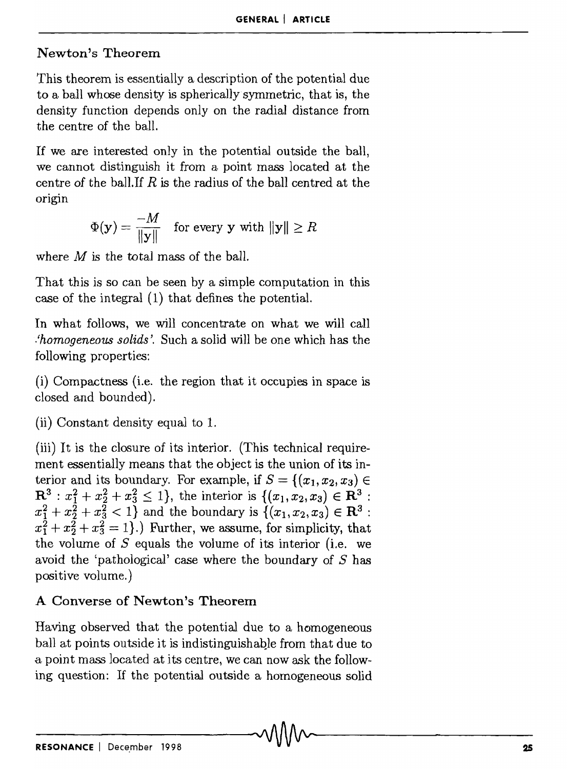## Newton's Theorem

This theorem is essentially a description of the potential due to a ball whose density is spherically symmetric, that is, the density function depends only on the radial distance from the centre of the ball.

If we are interested only in the potential outside the ball, we cannot distinguish it from a point mass located at the centre of the ball.If $R$ is the radius of the ball centred at the origin

$$\Phi(\mathbf{y}) = \frac{-M}{\|\mathbf{y}\|} \quad \text{for every } \mathbf{y} \text{ with } \|\mathbf{y}\| \geq R$$

where $M$ is the total mass of the ball.

That this is so can be seen by a simple computation in this case of the integral (1) that defines the potential.

In what follows, we will concentrate on what we will call *'homogeneous solids'*. Such a solid will be one which has the following properties:

(i) Compactness (i.e. the region that it occupies in space is closed and bounded).

(ii) Constant density equal to 1.

(iii) It is the closure of its interior. (This technical requirement essentially means that the object is the union of its interior and its boundary. For example, if $S = \{(x_1, x_2, x_3) \in \mathbf{R}^3 : x_1^2 + x_2^2 + x_3^2 \leq 1\}$, the interior is $\{(x_1, x_2, x_3) \in \mathbf{R}^3 : x_1^2 + x_2^2 + x_3^2 < 1\}$ and the boundary is $\{(x_1, x_2, x_3) \in \mathbf{R}^3 : x_1^2 + x_2^2 + x_3^2 = 1\}$.) Further, we assume, for simplicity, that the volume of $S$ equals the volume of its interior (i.e. we avoid the 'pathological' case where the boundary of $S$ has positive volume.)

## A Converse of Newton's Theorem

Having observed that the potential due to a homogeneous ball at points outside it is indistinguishable from that due to a point mass located at its centre, we can now ask the following question: If the potential outside a homogeneous solid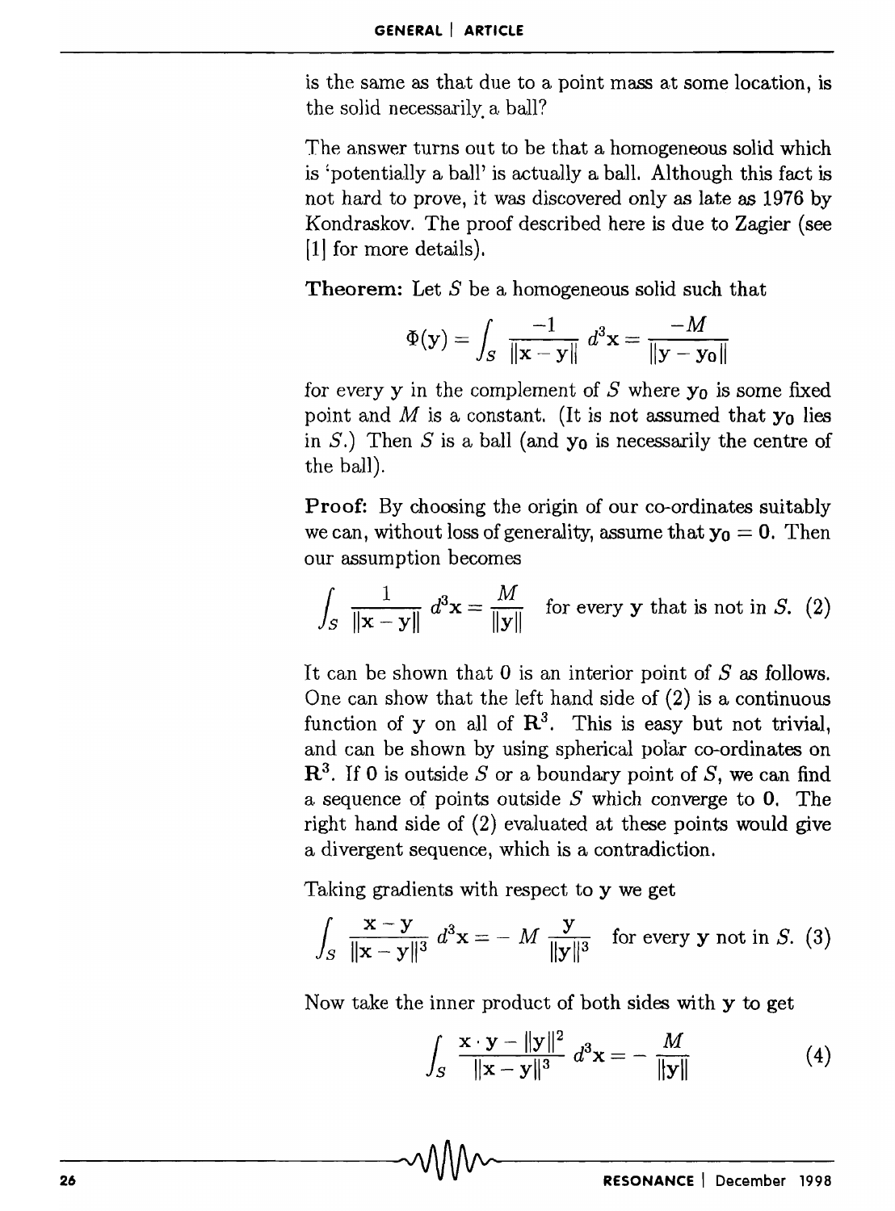is the same as that due to a point mass at some location, is the solid necessarily a ball?

The answer turns out to be that a homogeneous solid which is 'potentially a ball' is actually a ball. Although this fact is not hard to prove, it was discovered only as late as 1976 by Kondraskov. The proof described here is due to Zagier (see [1] for more details).

**Theorem:** Let $S$ be a homogeneous solid such that

$$\Phi(\mathbf{y}) = \int_S \frac{-1}{\|\mathbf{x}-\mathbf{y}\|}\, d^3\mathbf{x} = \frac{-M}{\|\mathbf{y}-\mathbf{y_0}\|}$$

for every $\mathbf{y}$ in the complement of $S$ where $\mathbf{y_0}$ is some fixed point and $M$ is a constant. (It is not assumed that $\mathbf{y_0}$ lies in $S$.) Then $S$ is a ball (and $\mathbf{y_0}$ is necessarily the centre of the ball).

**Proof:** By choosing the origin of our co-ordinates suitably we can, without loss of generality, assume that $\mathbf{y_0} = \mathbf{0}$. Then our assumption becomes

$$\int_S \frac{1}{\|\mathbf{x}-\mathbf{y}\|}\, d^3\mathbf{x} = \frac{M}{\|\mathbf{y}\|} \quad \text{for every } \mathbf{y} \text{ that is not in } S. \quad (2)$$

It can be shown that $\mathbf{0}$ is an interior point of $S$ as follows. One can show that the left hand side of (2) is a continuous function of $\mathbf{y}$ on all of $\mathbf{R}^3$. This is easy but not trivial, and can be shown by using spherical polar co-ordinates on $\mathbf{R}^3$. If $\mathbf{0}$ is outside $S$ or a boundary point of $S$, we can find a sequence of points outside $S$ which converge to $\mathbf{0}$. The right hand side of (2) evaluated at these points would give a divergent sequence, which is a contradiction.

Taking gradients with respect to $\mathbf{y}$ we get

$$\int_S \frac{\mathbf{x}-\mathbf{y}}{\|\mathbf{x}-\mathbf{y}\|^3}\, d^3\mathbf{x} = -\,M\,\frac{\mathbf{y}}{\|\mathbf{y}\|^3} \quad \text{for every } \mathbf{y} \text{ not in } S. \quad (3)$$

Now take the inner product of both sides with $\mathbf{y}$ to get

$$\int_S \frac{\mathbf{x}\cdot\mathbf{y} - \|\mathbf{y}\|^2}{\|\mathbf{x}-\mathbf{y}\|^3}\, d^3\mathbf{x} = -\,\frac{M}{\|\mathbf{y}\|} \quad (4)$$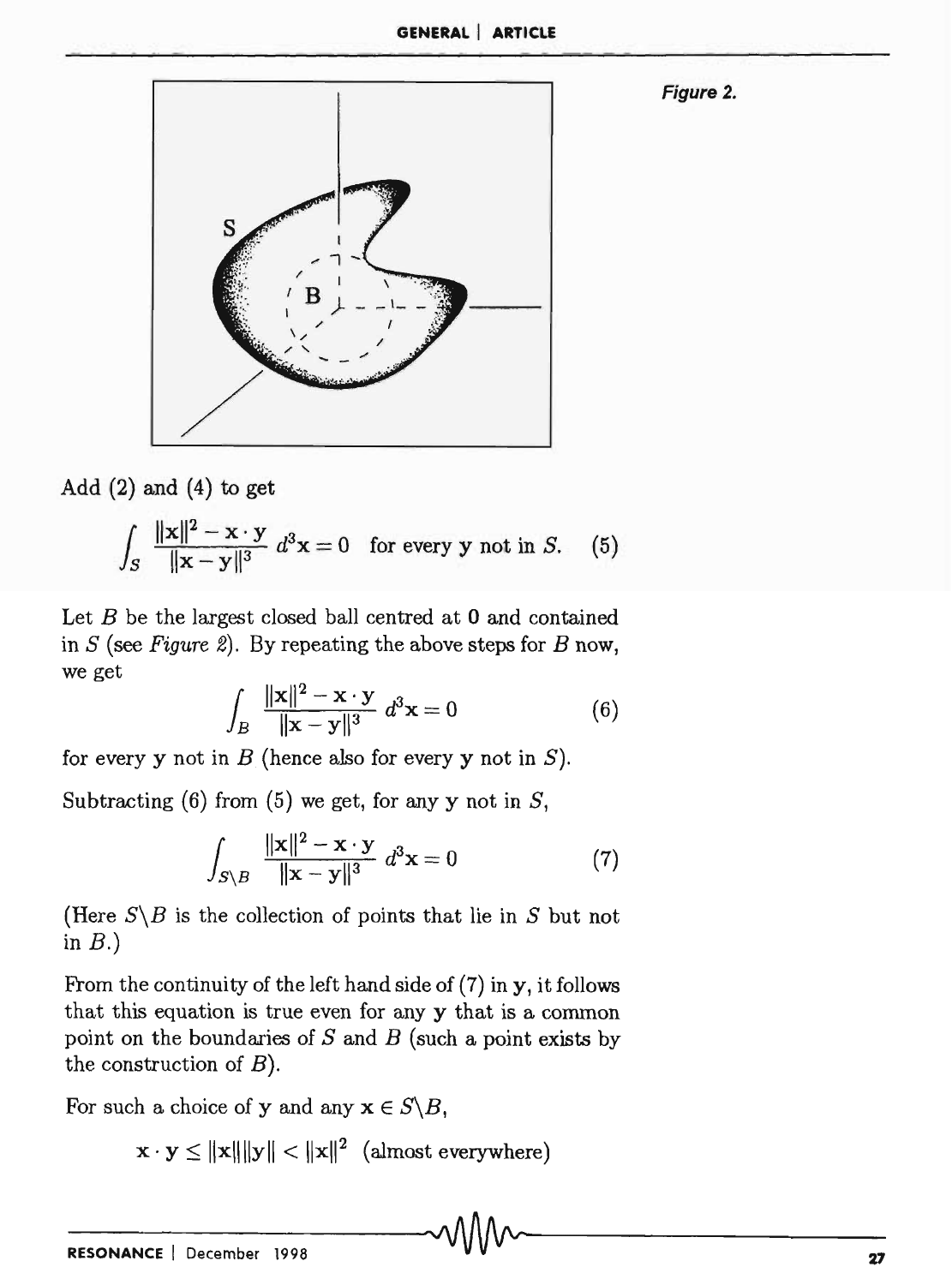Figure 2.

Add (2) and (4) to get

$$\int_S \frac{\|\mathbf{x}\|^2 - \mathbf{x}\cdot\mathbf{y}}{\|\mathbf{x}-\mathbf{y}\|^3}\, d^3\mathbf{x} = 0 \quad \text{for every } \mathbf{y} \text{ not in } S. \qquad (5)$$

Let $B$ be the largest closed ball centred at $\mathbf{0}$ and contained in $S$ (see *Figure 2*). By repeating the above steps for $B$ now, we get

$$\int_B \frac{\|\mathbf{x}\|^2 - \mathbf{x}\cdot\mathbf{y}}{\|\mathbf{x}-\mathbf{y}\|^3}\, d^3\mathbf{x} = 0 \qquad (6)$$

for every $\mathbf{y}$ not in $B$ (hence also for every $\mathbf{y}$ not in $S$).

Subtracting (6) from (5) we get, for any $\mathbf{y}$ not in $S$,

$$\int_{S\backslash B} \frac{\|\mathbf{x}\|^2 - \mathbf{x}\cdot\mathbf{y}}{\|\mathbf{x}-\mathbf{y}\|^3}\, d^3\mathbf{x} = 0 \qquad (7)$$

(Here $S\backslash B$ is the collection of points that lie in $S$ but not in $B$.)

From the continuity of the left hand side of (7) in $\mathbf{y}$, it follows that this equation is true even for any $\mathbf{y}$ that is a common point on the boundaries of $S$ and $B$ (such a point exists by the construction of $B$).

For such a choice of $\mathbf{y}$ and any $\mathbf{x} \in S\backslash B$,

$$\mathbf{x}\cdot\mathbf{y} \leq \|\mathbf{x}\|\|\mathbf{y}\| < \|\mathbf{x}\|^2 \text{ (almost everywhere)}$$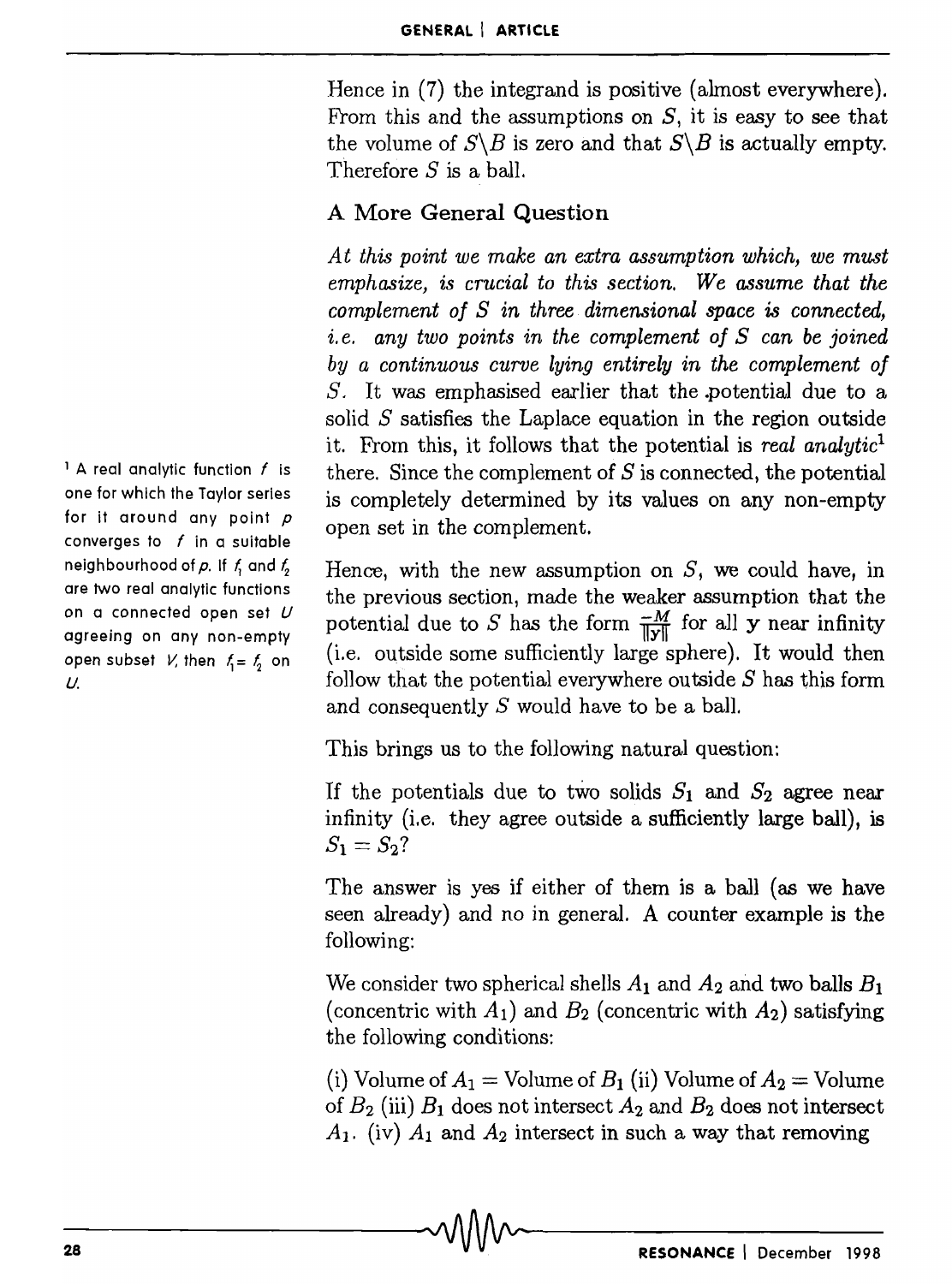Hence in (7) the integrand is positive (almost everywhere). From this and the assumptions on $S$, it is easy to see that the volume of $S \backslash B$ is zero and that $S \backslash B$ is actually empty. Therefore $S$ is a ball.

## A More General Question

*At this point we make an extra assumption which, we must emphasize, is crucial to this section. We assume that the complement of $S$ in three dimensional space is connected, i.e. any two points in the complement of $S$ can be joined by a continuous curve lying entirely in the complement of $S$.* It was emphasised earlier that the potential due to a solid $S$ satisfies the Laplace equation in the region outside it. From this, it follows that the potential is *real analytic*[1] there. Since the complement of $S$ is connected, the potential is completely determined by its values on any non-empty open set in the complement.

[1] A real analytic function $f$ is one for which the Taylor series for it around any point $p$ converges to $f$ in a suitable neighbourhood of $p$. If $f_1$ and $f_2$ are two real analytic functions on a connected open set $U$ agreeing on any non-empty open subset $V$, then $f_1 = f_2$ on $U$.

Hence, with the new assumption on $S$, we could have, in the previous section, made the weaker assumption that the potential due to $S$ has the form $\frac{-M}{\|\mathbf{y}\|}$ for all $\mathbf{y}$ near infinity (i.e. outside some sufficiently large sphere). It would then follow that the potential everywhere outside $S$ has this form and consequently $S$ would have to be a ball.

This brings us to the following natural question:

If the potentials due to two solids $S_1$ and $S_2$ agree near infinity (i.e. they agree outside a sufficiently large ball), is $S_1 = S_2$?

The answer is yes if either of them is a ball (as we have seen already) and no in general. A counter example is the following:

We consider two spherical shells $A_1$ and $A_2$ and two balls $B_1$ (concentric with $A_1$) and $B_2$ (concentric with $A_2$) satisfying the following conditions:

(i) Volume of $A_1$ = Volume of $B_1$ (ii) Volume of $A_2$ = Volume of $B_2$ (iii) $B_1$ does not intersect $A_2$ and $B_2$ does not intersect $A_1$. (iv) $A_1$ and $A_2$ intersect in such a way that removing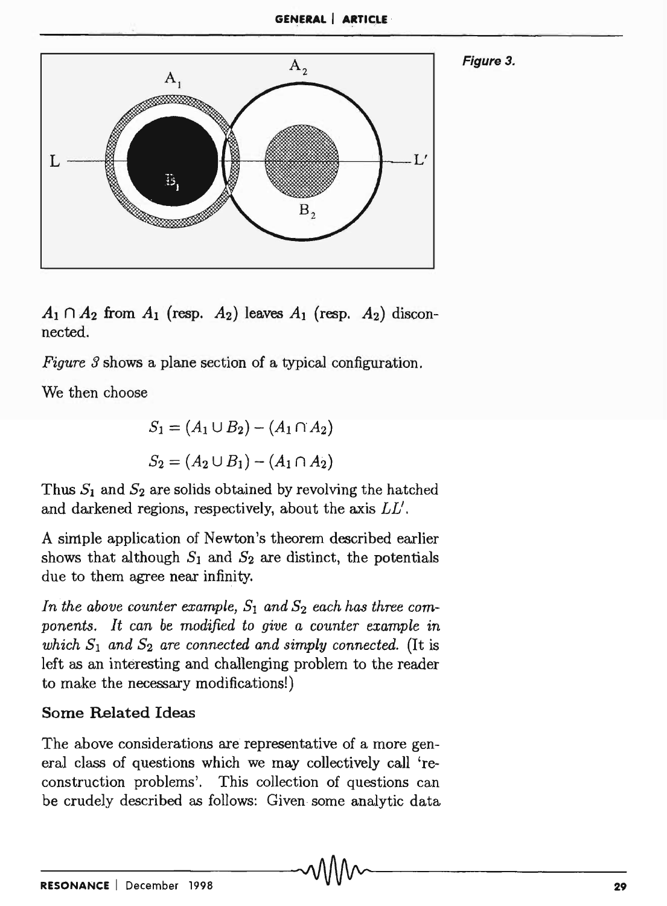Figure 3.

$A_1 \cap A_2$ from $A_1$ (resp. $A_2$) leaves $A_1$ (resp. $A_2$) disconnected.

*Figure 3* shows a plane section of a typical configuration.

We then choose

$$S_1 = (A_1 \cup B_2) - (A_1 \cap A_2)$$

$$S_2 = (A_2 \cup B_1) - (A_1 \cap A_2)$$

Thus $S_1$ and $S_2$ are solids obtained by revolving the hatched and darkened regions, respectively, about the axis $LL'$.

A simple application of Newton's theorem described earlier shows that although $S_1$ and $S_2$ are distinct, the potentials due to them agree near infinity.

*In the above counter example, $S_1$ and $S_2$ each has three components. It can be modified to give a counter example in which $S_1$ and $S_2$ are connected and simply connected.* (It is left as an interesting and challenging problem to the reader to make the necessary modifications!)

## Some Related Ideas

The above considerations are representative of a more general class of questions which we may collectively call 'reconstruction problems'. This collection of questions can be crudely described as follows: Given some analytic data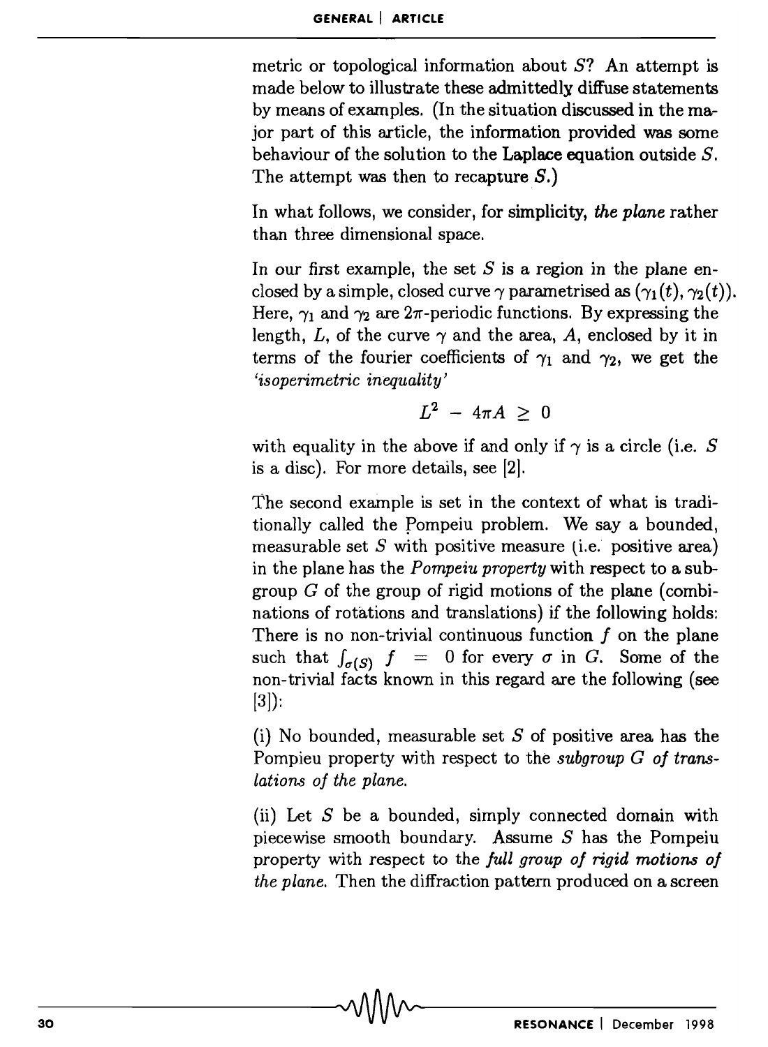metric or topological information about $S$? An attempt is made below to illustrate these admittedly diffuse statements by means of examples. (In the situation discussed in the major part of this article, the information provided was some behaviour of the solution to the Laplace equation outside $S$. The attempt was then to recapture $S$.)

In what follows, we consider, for simplicity, *the plane* rather than three dimensional space.

In our first example, the set $S$ is a region in the plane enclosed by a simple, closed curve $\gamma$ parametrised as $(\gamma_1(t), \gamma_2(t))$. Here, $\gamma_1$ and $\gamma_2$ are $2\pi$-periodic functions. By expressing the length, $L$, of the curve $\gamma$ and the area, $A$, enclosed by it in terms of the fourier coefficients of $\gamma_1$ and $\gamma_2$, we get the *'isoperimetric inequality'*

$$L^2 - 4\pi A \geq 0$$

with equality in the above if and only if $\gamma$ is a circle (i.e. $S$ is a disc). For more details, see [2].

The second example is set in the context of what is traditionally called the Pompeiu problem. We say a bounded, measurable set $S$ with positive measure (i.e. positive area) in the plane has the *Pompeiu property* with respect to a subgroup $G$ of the group of rigid motions of the plane (combinations of rotations and translations) if the following holds: There is no non-trivial continuous function $f$ on the plane such that $\int_{\sigma(S)} f = 0$ for every $\sigma$ in $G$. Some of the non-trivial facts known in this regard are the following (see [3]):

(i) No bounded, measurable set $S$ of positive area has the Pompieu property with respect to the *subgroup $G$ of translations of the plane.*

(ii) Let $S$ be a bounded, simply connected domain with piecewise smooth boundary. Assume $S$ has the Pompeiu property with respect to the *full group of rigid motions of the plane.* Then the diffraction pattern produced on a screen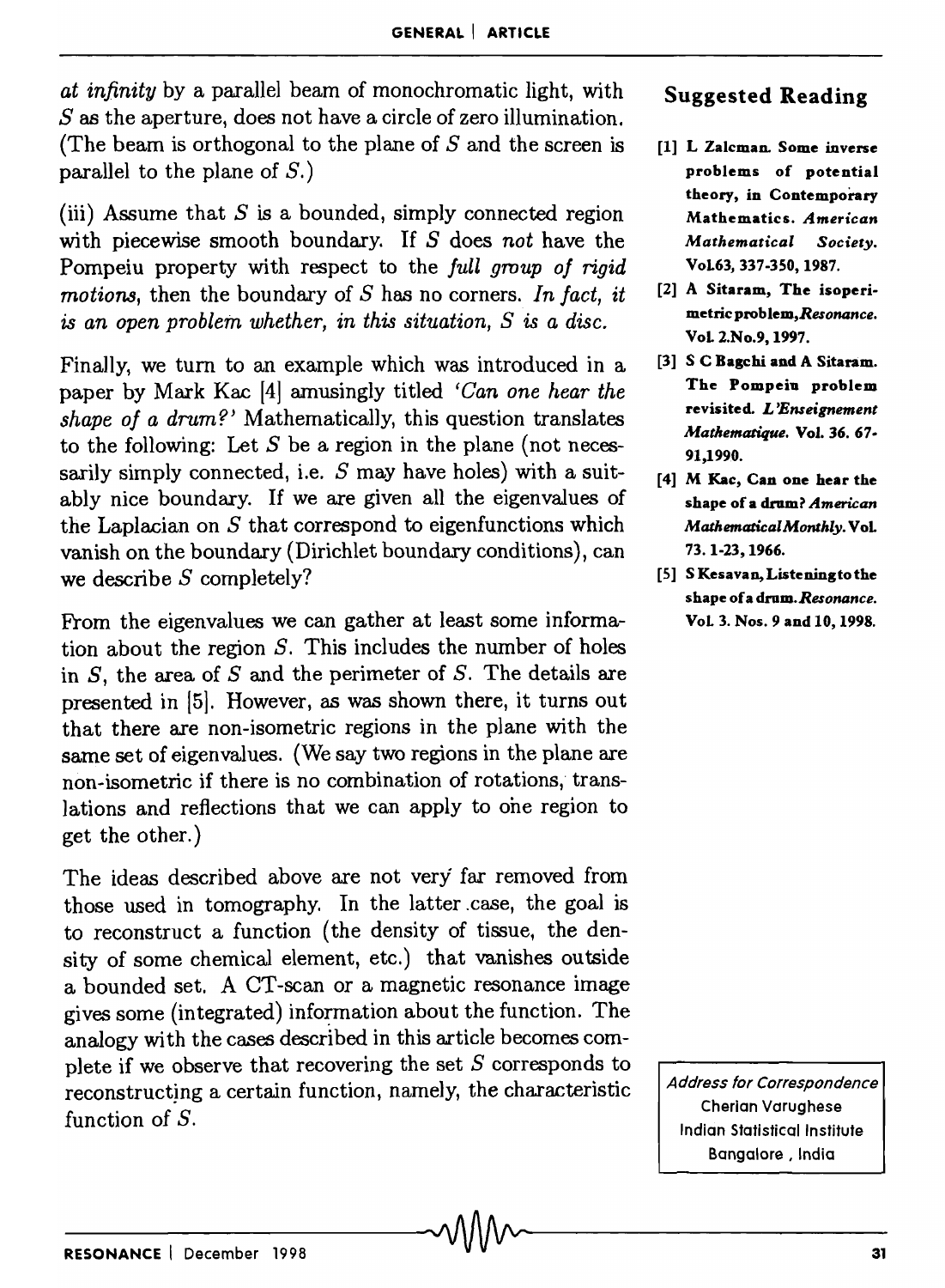*at infinity* by a parallel beam of monochromatic light, with $S$ as the aperture, does not have a circle of zero illumination. (The beam is orthogonal to the plane of $S$ and the screen is parallel to the plane of $S$.)

(iii) Assume that $S$ is a bounded, simply connected region with piecewise smooth boundary. If $S$ does *not* have the Pompeiu property with respect to the *full group of rigid motions*, then the boundary of $S$ has no corners. *In fact, it is an open problem whether, in this situation, $S$ is a disc.*

Finally, we turn to an example which was introduced in a paper by Mark Kac [4] amusingly titled *'Can one hear the shape of a drum?'* Mathematically, this question translates to the following: Let $S$ be a region in the plane (not necessarily simply connected, i.e. $S$ may have holes) with a suitably nice boundary. If we are given all the eigenvalues of the Laplacian on $S$ that correspond to eigenfunctions which vanish on the boundary (Dirichlet boundary conditions), can we describe $S$ completely?

From the eigenvalues we can gather at least some information about the region $S$. This includes the number of holes in $S$, the area of $S$ and the perimeter of $S$. The details are presented in [5]. However, as was shown there, it turns out that there are non-isometric regions in the plane with the same set of eigenvalues. (We say two regions in the plane are non-isometric if there is no combination of rotations, translations and reflections that we can apply to one region to get the other.)

The ideas described above are not very far removed from those used in tomography. In the latter case, the goal is to reconstruct a function (the density of tissue, the density of some chemical element, etc.) that vanishes outside a bounded set. A CT-scan or a magnetic resonance image gives some (integrated) information about the function. The analogy with the cases described in this article becomes complete if we observe that recovering the set $S$ corresponds to reconstructing a certain function, namely, the characteristic function of $S$.

## Suggested Reading

[1] L Zalcman. Some inverse problems of potential theory, in Contemporary Mathematics. *American Mathematical Society*. Vol.63, 337-350, 1987.

[2] A Sitaram, The isoperimetric problem, *Resonance*. Vol. 2.No.9, 1997.

[3] S C Bagchi and A Sitaram. The Pompeiu problem revisited. *L'Enseignement Mathematique*. Vol. 36. 67-91,1990.

[4] M Kac, Can one hear the shape of a drum? *American Mathematical Monthly*. Vol. 73. 1-23, 1966.

[5] S Kesavan, Listening to the shape of a drum. *Resonance*. Vol. 3. Nos. 9 and 10, 1998.

*Address for Correspondence*
Cherian Varughese
Indian Statistical Institute
Bangalore, India